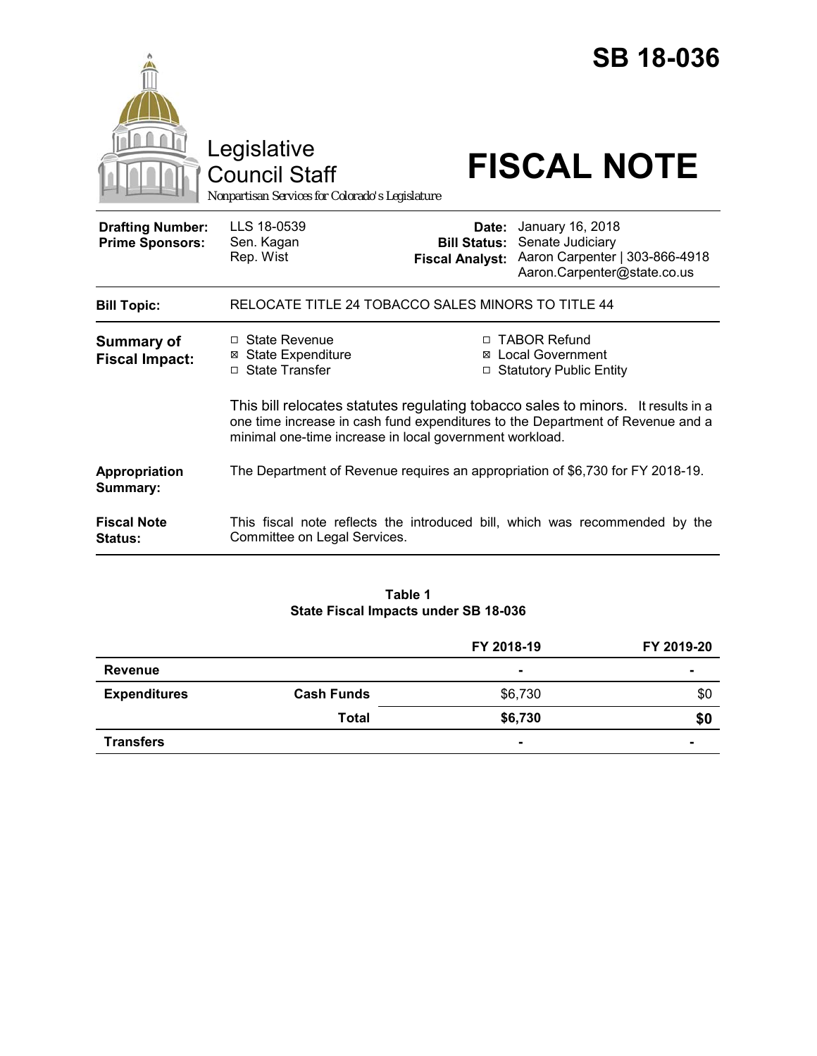# SB 18-036

Legislative Council Staff

*Nonpartisan Services for Colorado's Legislature*

# FISCAL NOTE

| | | | |
|---|---|---|---|
| **Drafting Number:** | LLS 18-0539 | **Date:** | January 16, 2018 |
| **Prime Sponsors:** | Sen. Kagan<br>Rep. Wist | **Bill Status:** | Senate Judiciary |
| | | **Fiscal Analyst:** | Aaron Carpenter \| 303-866-4918<br>Aaron.Carpenter@state.co.us |

| | |
|---|---|
| **Bill Topic:** | RELOCATE TITLE 24 TOBACCO SALES MINORS TO TITLE 44 |

**Summary of Fiscal Impact:**

- ☐ State Revenue
- ☒ State Expenditure
- ☐ State Transfer
- ☐ TABOR Refund
- ☒ Local Government
- ☐ Statutory Public Entity

This bill relocates statutes regulating tobacco sales to minors. It results in a one time increase in cash fund expenditures to the Department of Revenue and a minimal one-time increase in local government workload.

**Appropriation Summary:** The Department of Revenue requires an appropriation of $6,730 for FY 2018-19.

**Fiscal Note Status:** This fiscal note reflects the introduced bill, which was recommended by the Committee on Legal Services.

**Table 1**
**State Fiscal Impacts under SB 18-036**

| | | FY 2018-19 | FY 2019-20 |
|---|---|---|---|
| **Revenue** | | - | - |
| **Expenditures** | **Cash Funds** | $6,730 | $0 |
| | **Total** | **$6,730** | **$0** |
| **Transfers** | | - | - |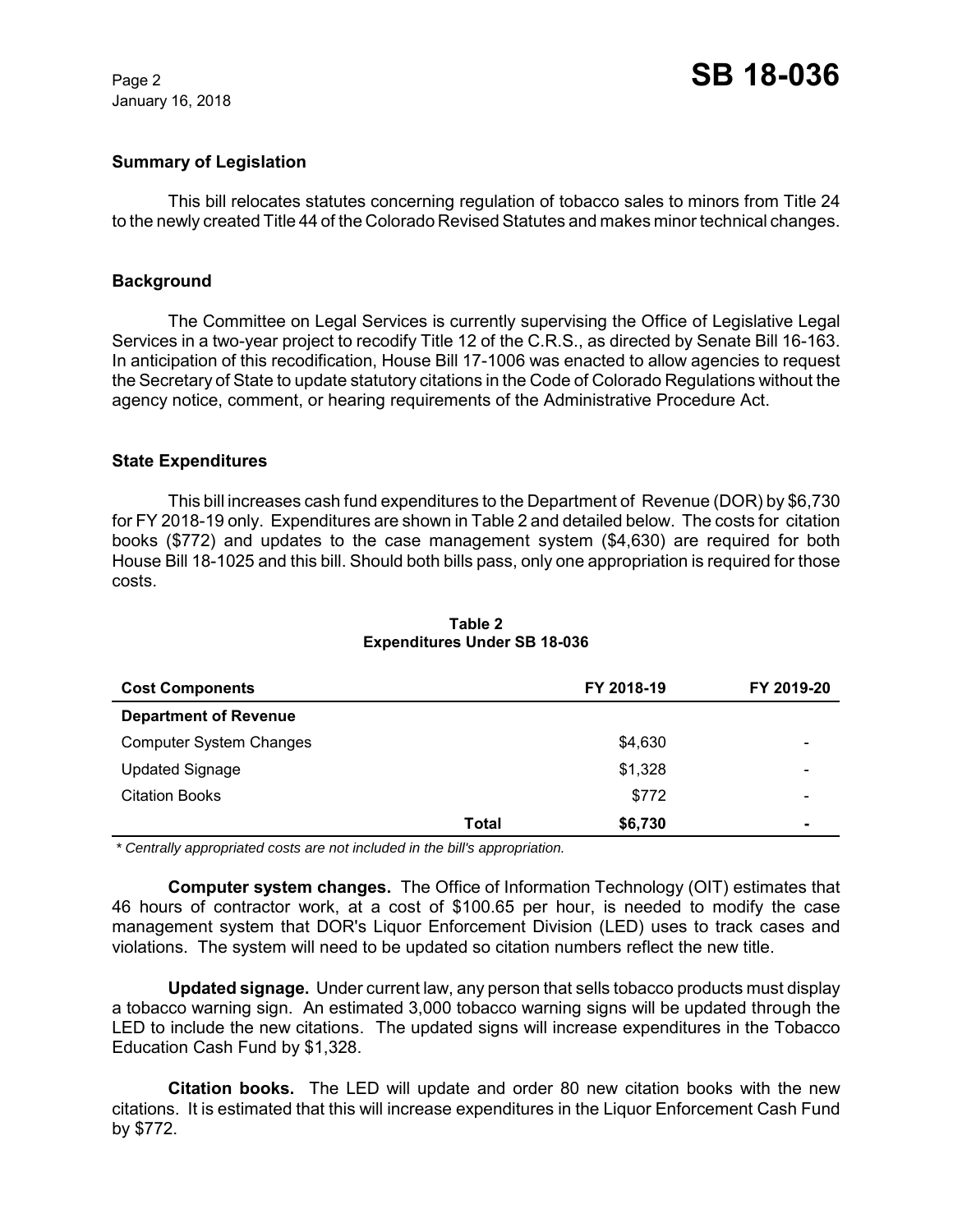## Summary of Legislation

This bill relocates statutes concerning regulation of tobacco sales to minors from Title 24 to the newly created Title 44 of the Colorado Revised Statutes and makes minor technical changes.

## Background

The Committee on Legal Services is currently supervising the Office of Legislative Legal Services in a two-year project to recodify Title 12 of the C.R.S., as directed by Senate Bill 16-163. In anticipation of this recodification, House Bill 17-1006 was enacted to allow agencies to request the Secretary of State to update statutory citations in the Code of Colorado Regulations without the agency notice, comment, or hearing requirements of the Administrative Procedure Act.

## State Expenditures

This bill increases cash fund expenditures to the Department of Revenue (DOR) by $6,730 for FY 2018-19 only. Expenditures are shown in Table 2 and detailed below. The costs for citation books ($772) and updates to the case management system ($4,630) are required for both House Bill 18-1025 and this bill. Should both bills pass, only one appropriation is required for those costs.

**Table 2**
**Expenditures Under SB 18-036**

| Cost Components | | FY 2018-19 | FY 2019-20 |
|---|---|---|---|
| **Department of Revenue** | | | |
| Computer System Changes | | $4,630 | - |
| Updated Signage | | $1,328 | - |
| Citation Books | | $772 | - |
| | **Total** | **$6,730** | **-** |

*\* Centrally appropriated costs are not included in the bill's appropriation.*

**Computer system changes.** The Office of Information Technology (OIT) estimates that 46 hours of contractor work, at a cost of $100.65 per hour, is needed to modify the case management system that DOR's Liquor Enforcement Division (LED) uses to track cases and violations. The system will need to be updated so citation numbers reflect the new title.

**Updated signage.** Under current law, any person that sells tobacco products must display a tobacco warning sign. An estimated 3,000 tobacco warning signs will be updated through the LED to include the new citations. The updated signs will increase expenditures in the Tobacco Education Cash Fund by $1,328.

**Citation books.** The LED will update and order 80 new citation books with the new citations. It is estimated that this will increase expenditures in the Liquor Enforcement Cash Fund by $772.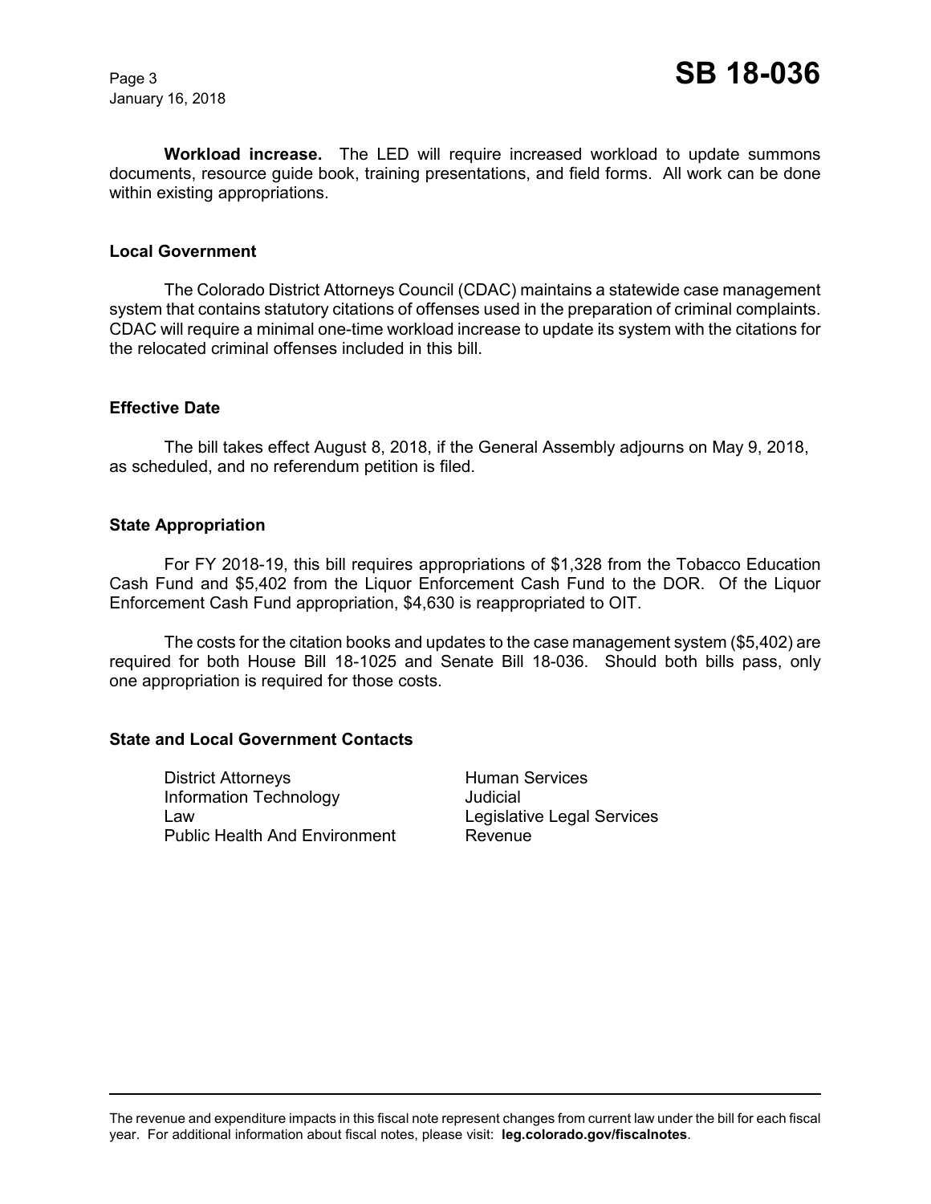**Workload increase.** The LED will require increased workload to update summons documents, resource guide book, training presentations, and field forms. All work can be done within existing appropriations.

### Local Government

The Colorado District Attorneys Council (CDAC) maintains a statewide case management system that contains statutory citations of offenses used in the preparation of criminal complaints. CDAC will require a minimal one-time workload increase to update its system with the citations for the relocated criminal offenses included in this bill.

### Effective Date

The bill takes effect August 8, 2018, if the General Assembly adjourns on May 9, 2018, as scheduled, and no referendum petition is filed.

### State Appropriation

For FY 2018-19, this bill requires appropriations of $1,328 from the Tobacco Education Cash Fund and $5,402 from the Liquor Enforcement Cash Fund to the DOR. Of the Liquor Enforcement Cash Fund appropriation, $4,630 is reappropriated to OIT.

The costs for the citation books and updates to the case management system ($5,402) are required for both House Bill 18-1025 and Senate Bill 18-036. Should both bills pass, only one appropriation is required for those costs.

### State and Local Government Contacts

| | |
|---|---|
| District Attorneys | Human Services |
| Information Technology | Judicial |
| Law | Legislative Legal Services |
| Public Health And Environment | Revenue |

The revenue and expenditure impacts in this fiscal note represent changes from current law under the bill for each fiscal year. For additional information about fiscal notes, please visit: **leg.colorado.gov/fiscalnotes**.